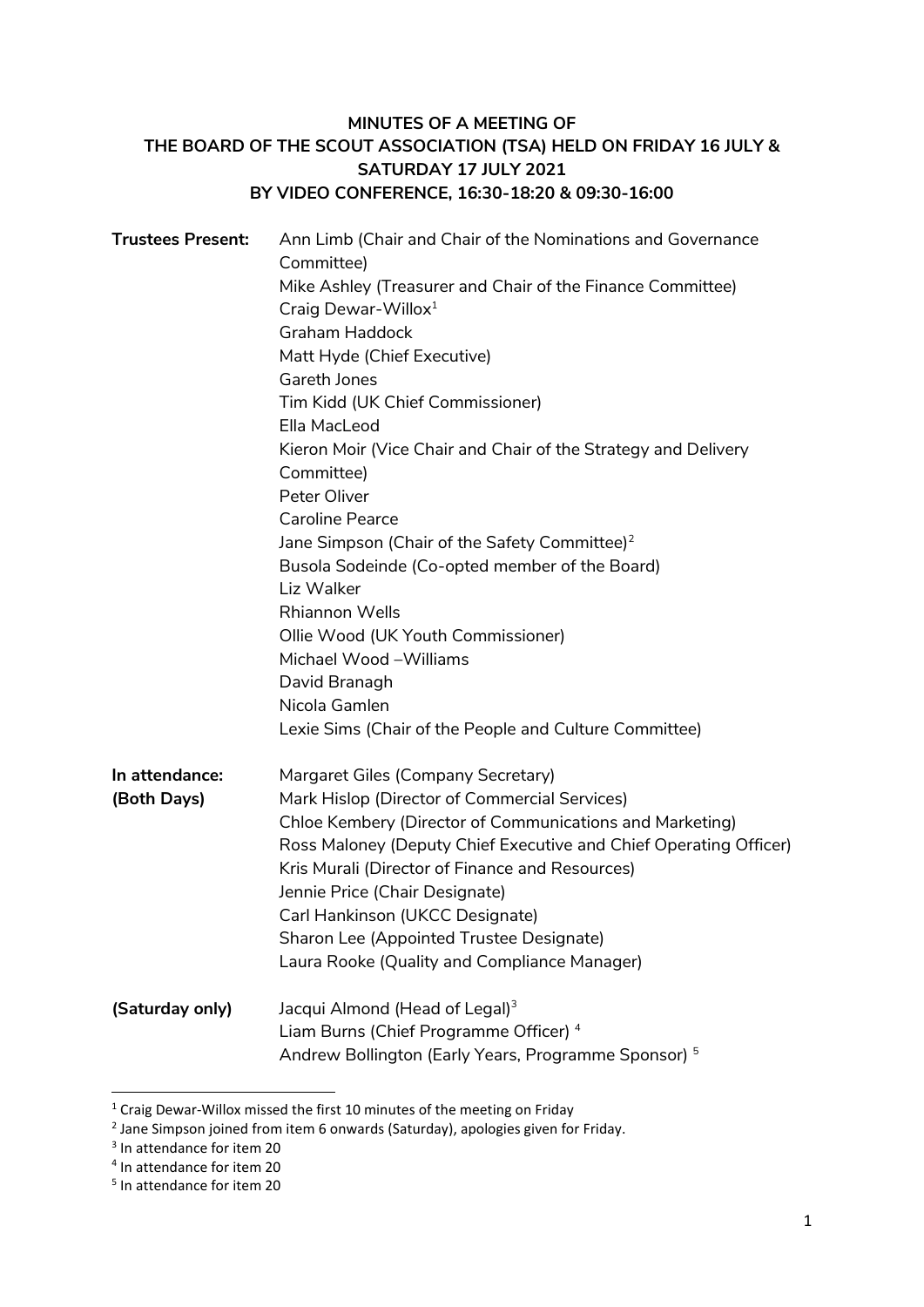**MINUTES OF A MEETING OF THE BOARD OF THE SCOUT ASSOCIATION (TSA) HELD ON FRIDAY 16 JULY & SATURDAY 17 JULY 2021 BY VIDEO CONFERENCE, 16:30-18:20 & 09:30-16:00**

| | |
|---|---|
| **Trustees Present:** | Ann Limb (Chair and Chair of the Nominations and Governance Committee) |
| | Mike Ashley (Treasurer and Chair of the Finance Committee) |
| | Craig Dewar-Willox[1] |
| | Graham Haddock |
| | Matt Hyde (Chief Executive) |
| | Gareth Jones |
| | Tim Kidd (UK Chief Commissioner) |
| | Ella MacLeod |
| | Kieron Moir (Vice Chair and Chair of the Strategy and Delivery Committee) |
| | Peter Oliver |
| | Caroline Pearce |
| | Jane Simpson (Chair of the Safety Committee)[2] |
| | Busola Sodeinde (Co-opted member of the Board) |
| | Liz Walker |
| | Rhiannon Wells |
| | Ollie Wood (UK Youth Commissioner) |
| | Michael Wood –Williams |
| | David Branagh |
| | Nicola Gamlen |
| | Lexie Sims (Chair of the People and Culture Committee) |
| **In attendance: (Both Days)** | Margaret Giles (Company Secretary) |
| | Mark Hislop (Director of Commercial Services) |
| | Chloe Kembery (Director of Communications and Marketing) |
| | Ross Maloney (Deputy Chief Executive and Chief Operating Officer) |
| | Kris Murali (Director of Finance and Resources) |
| | Jennie Price (Chair Designate) |
| | Carl Hankinson (UKCC Designate) |
| | Sharon Lee (Appointed Trustee Designate) |
| | Laura Rooke (Quality and Compliance Manager) |
| **(Saturday only)** | Jacqui Almond (Head of Legal)[3] |
| | Liam Burns (Chief Programme Officer)[4] |
| | Andrew Bollington (Early Years, Programme Sponsor)[5] |

[1] Craig Dewar-Willox missed the first 10 minutes of the meeting on Friday

[2] Jane Simpson joined from item 6 onwards (Saturday), apologies given for Friday.

[3] In attendance for item 20

[4] In attendance for item 20

[5] In attendance for item 20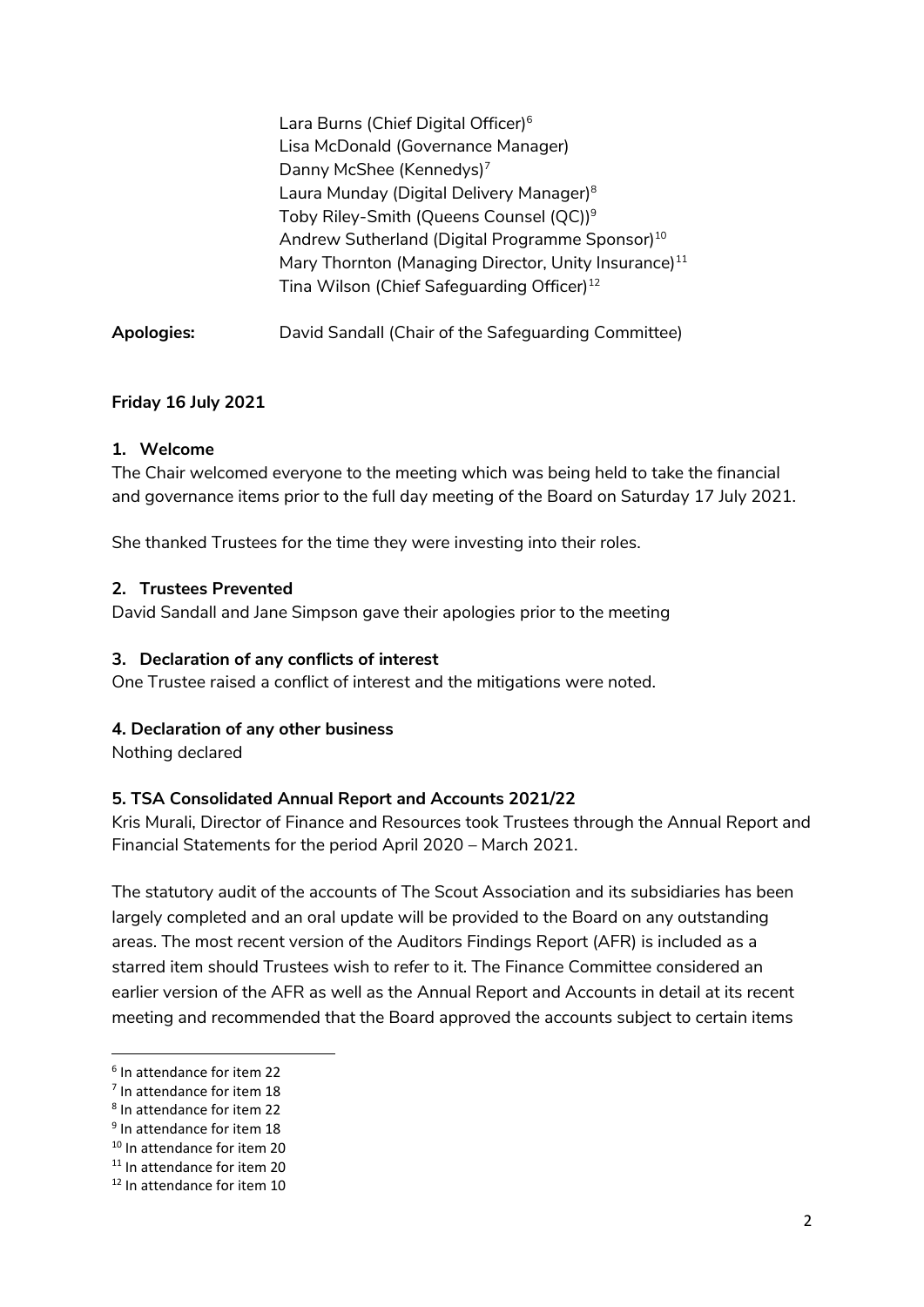Lara Burns (Chief Digital Officer)[6]
Lisa McDonald (Governance Manager)
Danny McShee (Kennedys)[7]
Laura Munday (Digital Delivery Manager)[8]
Toby Riley-Smith (Queens Counsel (QC))[9]
Andrew Sutherland (Digital Programme Sponsor)[10]
Mary Thornton (Managing Director, Unity Insurance)[11]
Tina Wilson (Chief Safeguarding Officer)[12]

**Apologies:** David Sandall (Chair of the Safeguarding Committee)

**Friday 16 July 2021**

**1. Welcome**

The Chair welcomed everyone to the meeting which was being held to take the financial and governance items prior to the full day meeting of the Board on Saturday 17 July 2021.

She thanked Trustees for the time they were investing into their roles.

**2. Trustees Prevented**

David Sandall and Jane Simpson gave their apologies prior to the meeting

**3. Declaration of any conflicts of interest**

One Trustee raised a conflict of interest and the mitigations were noted.

**4. Declaration of any other business**

Nothing declared

**5. TSA Consolidated Annual Report and Accounts 2021/22**

Kris Murali, Director of Finance and Resources took Trustees through the Annual Report and Financial Statements for the period April 2020 – March 2021.

The statutory audit of the accounts of The Scout Association and its subsidiaries has been largely completed and an oral update will be provided to the Board on any outstanding areas. The most recent version of the Auditors Findings Report (AFR) is included as a starred item should Trustees wish to refer to it. The Finance Committee considered an earlier version of the AFR as well as the Annual Report and Accounts in detail at its recent meeting and recommended that the Board approved the accounts subject to certain items

---

[6] In attendance for item 22
[7] In attendance for item 18
[8] In attendance for item 22
[9] In attendance for item 18
[10] In attendance for item 20
[11] In attendance for item 20
[12] In attendance for item 10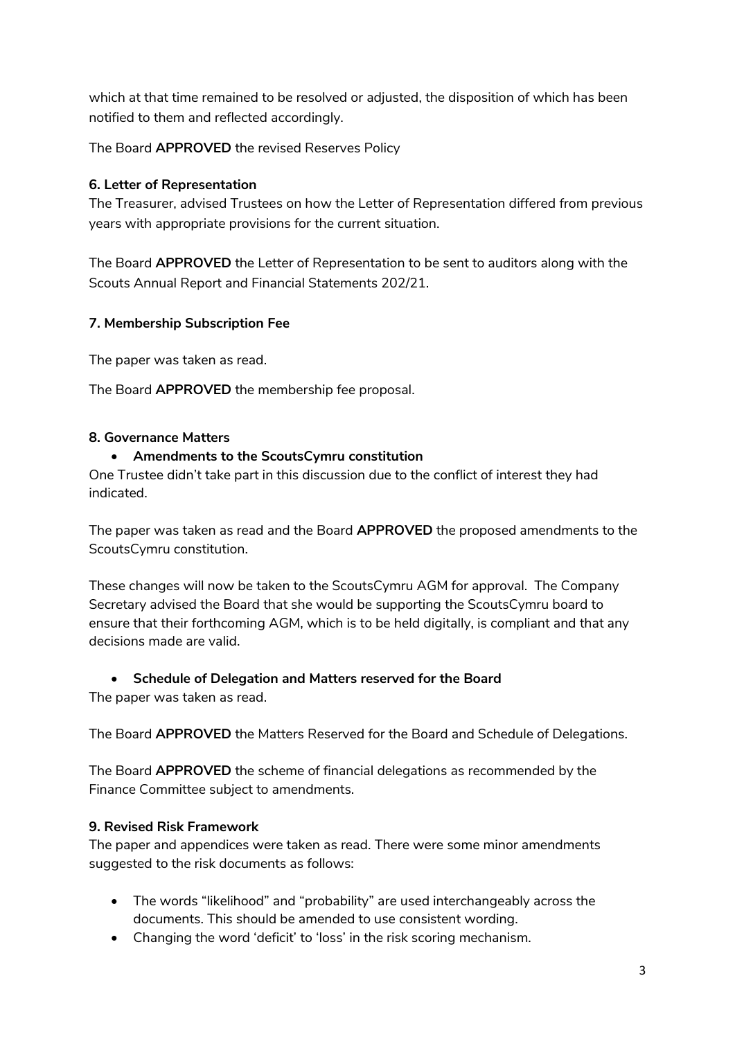which at that time remained to be resolved or adjusted, the disposition of which has been notified to them and reflected accordingly.

The Board **APPROVED** the revised Reserves Policy

**6. Letter of Representation**

The Treasurer, advised Trustees on how the Letter of Representation differed from previous years with appropriate provisions for the current situation.

The Board **APPROVED** the Letter of Representation to be sent to auditors along with the Scouts Annual Report and Financial Statements 202/21.

**7. Membership Subscription Fee**

The paper was taken as read.

The Board **APPROVED** the membership fee proposal.

**8. Governance Matters**

- **Amendments to the ScoutsCymru constitution**

One Trustee didn't take part in this discussion due to the conflict of interest they had indicated.

The paper was taken as read and the Board **APPROVED** the proposed amendments to the ScoutsCymru constitution.

These changes will now be taken to the ScoutsCymru AGM for approval. The Company Secretary advised the Board that she would be supporting the ScoutsCymru board to ensure that their forthcoming AGM, which is to be held digitally, is compliant and that any decisions made are valid.

- **Schedule of Delegation and Matters reserved for the Board**

The paper was taken as read.

The Board **APPROVED** the Matters Reserved for the Board and Schedule of Delegations.

The Board **APPROVED** the scheme of financial delegations as recommended by the Finance Committee subject to amendments.

**9. Revised Risk Framework**

The paper and appendices were taken as read. There were some minor amendments suggested to the risk documents as follows:

- The words "likelihood" and "probability" are used interchangeably across the documents. This should be amended to use consistent wording.
- Changing the word 'deficit' to 'loss' in the risk scoring mechanism.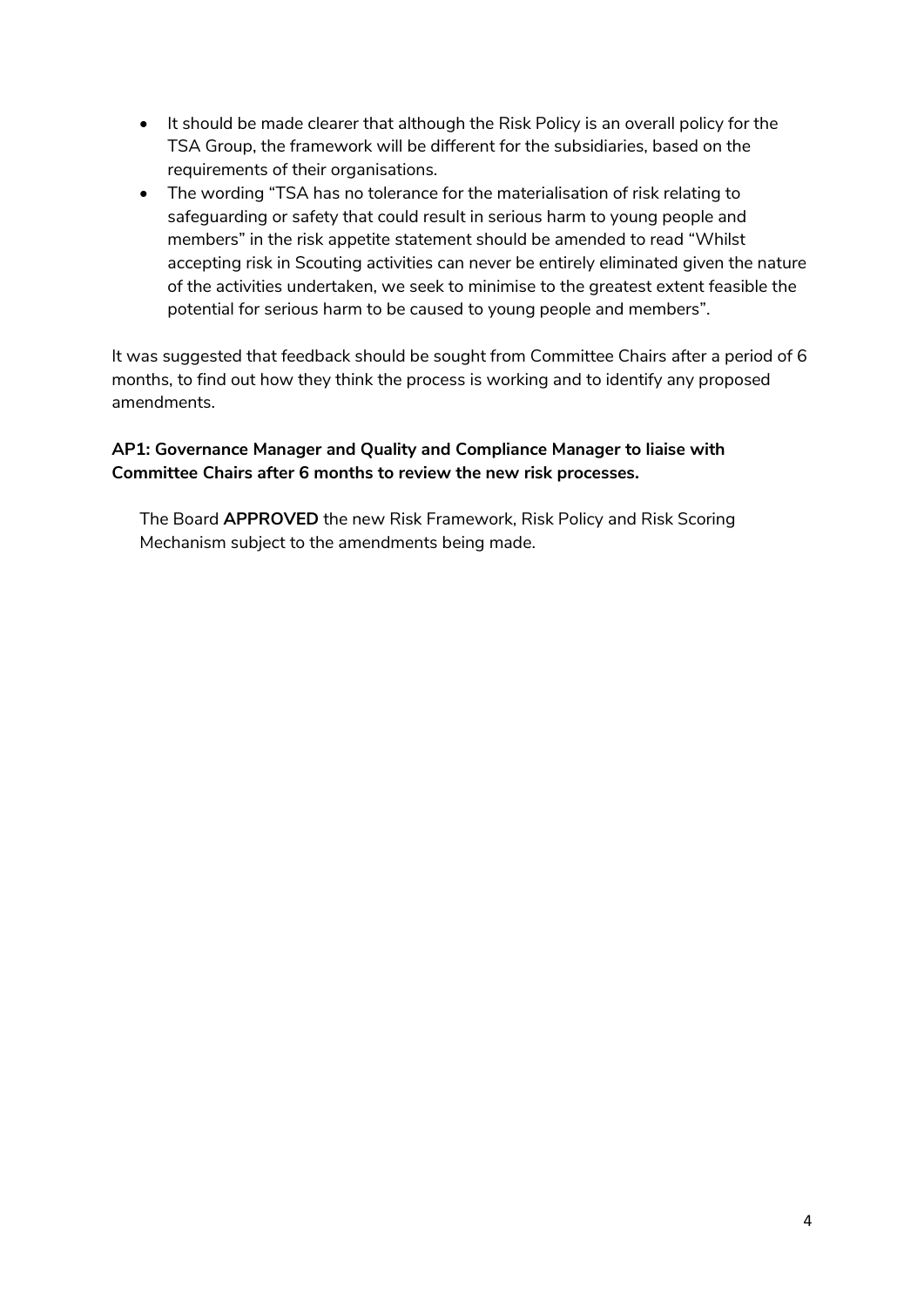- It should be made clearer that although the Risk Policy is an overall policy for the TSA Group, the framework will be different for the subsidiaries, based on the requirements of their organisations.
- The wording "TSA has no tolerance for the materialisation of risk relating to safeguarding or safety that could result in serious harm to young people and members" in the risk appetite statement should be amended to read "Whilst accepting risk in Scouting activities can never be entirely eliminated given the nature of the activities undertaken, we seek to minimise to the greatest extent feasible the potential for serious harm to be caused to young people and members".

It was suggested that feedback should be sought from Committee Chairs after a period of 6 months, to find out how they think the process is working and to identify any proposed amendments.

**AP1: Governance Manager and Quality and Compliance Manager to liaise with Committee Chairs after 6 months to review the new risk processes.**

The Board **APPROVED** the new Risk Framework, Risk Policy and Risk Scoring Mechanism subject to the amendments being made.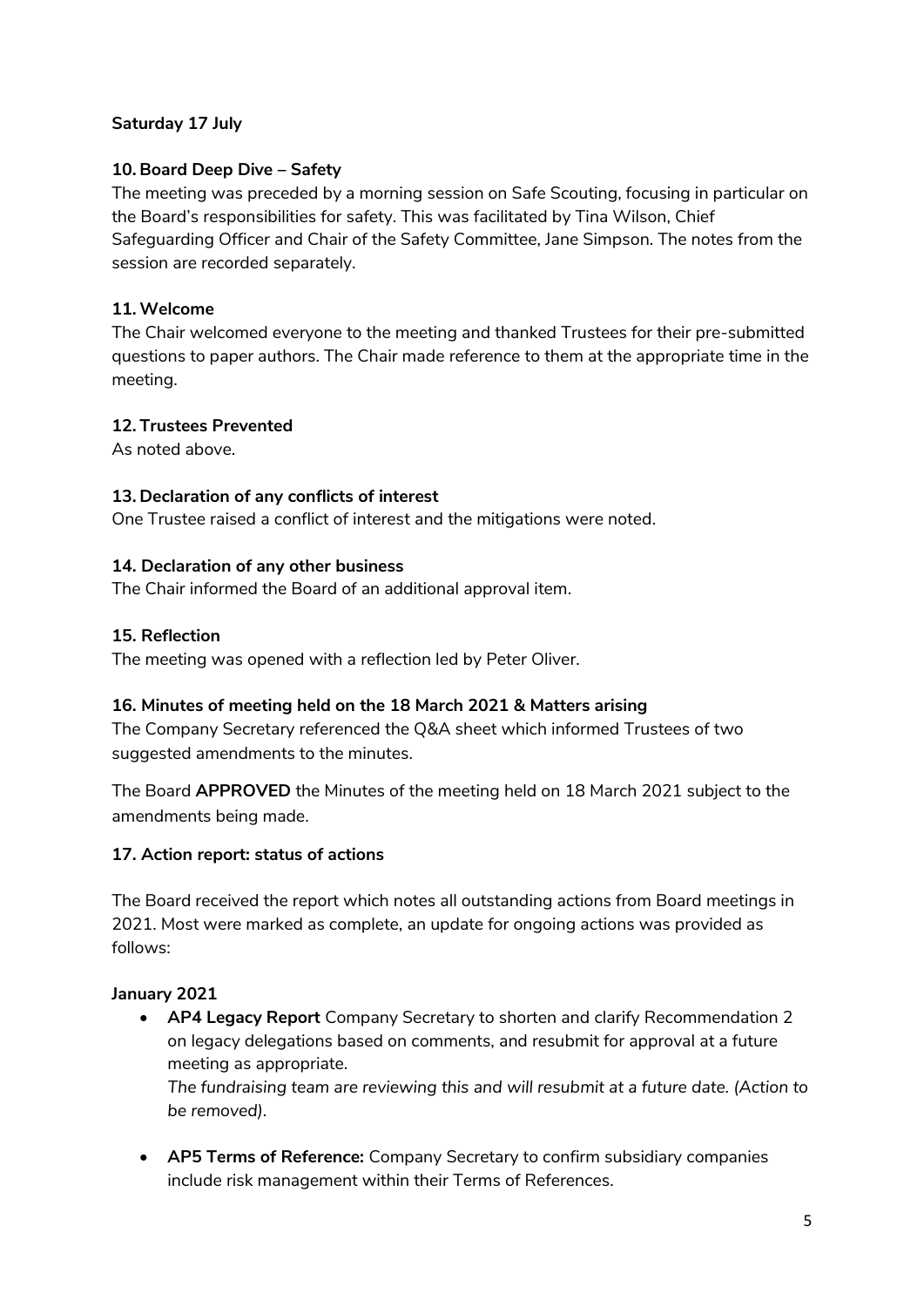**Saturday 17 July**

**10. Board Deep Dive – Safety**

The meeting was preceded by a morning session on Safe Scouting, focusing in particular on the Board's responsibilities for safety. This was facilitated by Tina Wilson, Chief Safeguarding Officer and Chair of the Safety Committee, Jane Simpson. The notes from the session are recorded separately.

**11. Welcome**

The Chair welcomed everyone to the meeting and thanked Trustees for their pre-submitted questions to paper authors. The Chair made reference to them at the appropriate time in the meeting.

**12. Trustees Prevented**

As noted above.

**13. Declaration of any conflicts of interest**

One Trustee raised a conflict of interest and the mitigations were noted.

**14. Declaration of any other business**

The Chair informed the Board of an additional approval item.

**15. Reflection**

The meeting was opened with a reflection led by Peter Oliver.

**16. Minutes of meeting held on the 18 March 2021 & Matters arising**

The Company Secretary referenced the Q&A sheet which informed Trustees of two suggested amendments to the minutes.

The Board **APPROVED** the Minutes of the meeting held on 18 March 2021 subject to the amendments being made.

**17. Action report: status of actions**

The Board received the report which notes all outstanding actions from Board meetings in 2021. Most were marked as complete, an update for ongoing actions was provided as follows:

**January 2021**

- **AP4 Legacy Report** Company Secretary to shorten and clarify Recommendation 2 on legacy delegations based on comments, and resubmit for approval at a future meeting as appropriate.
  *The fundraising team are reviewing this and will resubmit at a future date. (Action to be removed).*

- **AP5 Terms of Reference:** Company Secretary to confirm subsidiary companies include risk management within their Terms of References.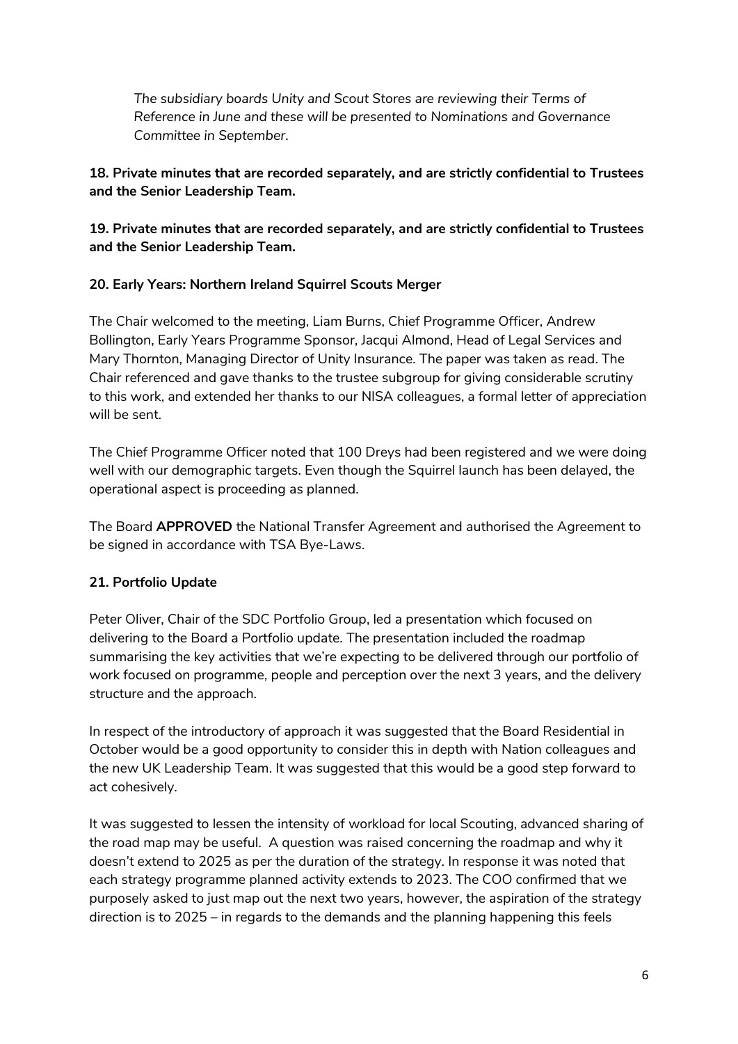*The subsidiary boards Unity and Scout Stores are reviewing their Terms of Reference in June and these will be presented to Nominations and Governance Committee in September.*

**18. Private minutes that are recorded separately, and are strictly confidential to Trustees and the Senior Leadership Team.**

**19. Private minutes that are recorded separately, and are strictly confidential to Trustees and the Senior Leadership Team.**

**20. Early Years: Northern Ireland Squirrel Scouts Merger**

The Chair welcomed to the meeting, Liam Burns, Chief Programme Officer, Andrew Bollington, Early Years Programme Sponsor, Jacqui Almond, Head of Legal Services and Mary Thornton, Managing Director of Unity Insurance. The paper was taken as read. The Chair referenced and gave thanks to the trustee subgroup for giving considerable scrutiny to this work, and extended her thanks to our NISA colleagues, a formal letter of appreciation will be sent.

The Chief Programme Officer noted that 100 Dreys had been registered and we were doing well with our demographic targets. Even though the Squirrel launch has been delayed, the operational aspect is proceeding as planned.

The Board **APPROVED** the National Transfer Agreement and authorised the Agreement to be signed in accordance with TSA Bye-Laws.

**21. Portfolio Update**

Peter Oliver, Chair of the SDC Portfolio Group, led a presentation which focused on delivering to the Board a Portfolio update. The presentation included the roadmap summarising the key activities that we're expecting to be delivered through our portfolio of work focused on programme, people and perception over the next 3 years, and the delivery structure and the approach.

In respect of the introductory of approach it was suggested that the Board Residential in October would be a good opportunity to consider this in depth with Nation colleagues and the new UK Leadership Team. It was suggested that this would be a good step forward to act cohesively.

It was suggested to lessen the intensity of workload for local Scouting, advanced sharing of the road map may be useful. A question was raised concerning the roadmap and why it doesn't extend to 2025 as per the duration of the strategy. In response it was noted that each strategy programme planned activity extends to 2023. The COO confirmed that we purposely asked to just map out the next two years, however, the aspiration of the strategy direction is to 2025 – in regards to the demands and the planning happening this feels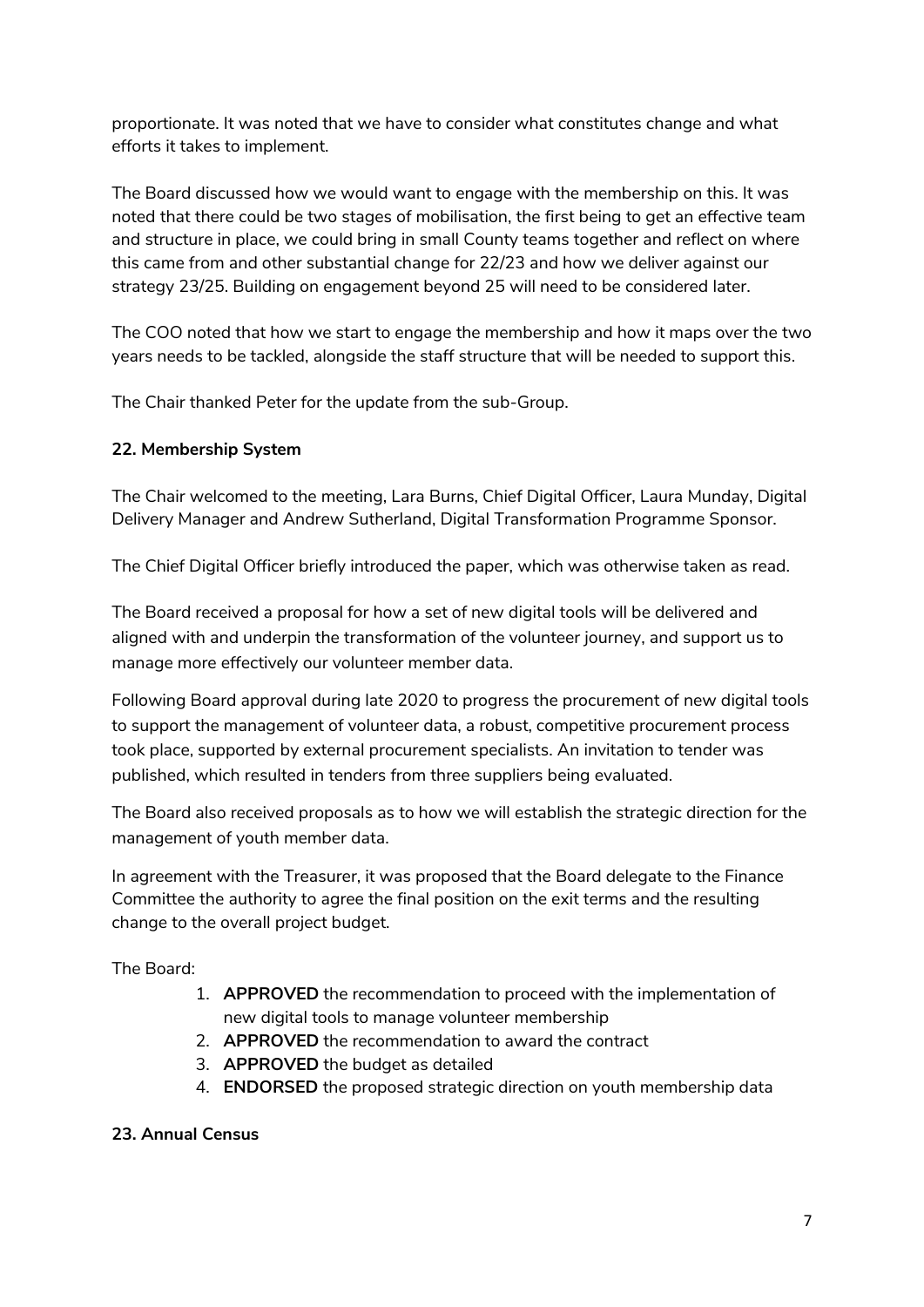proportionate. It was noted that we have to consider what constitutes change and what efforts it takes to implement.

The Board discussed how we would want to engage with the membership on this. It was noted that there could be two stages of mobilisation, the first being to get an effective team and structure in place, we could bring in small County teams together and reflect on where this came from and other substantial change for 22/23 and how we deliver against our strategy 23/25. Building on engagement beyond 25 will need to be considered later.

The COO noted that how we start to engage the membership and how it maps over the two years needs to be tackled, alongside the staff structure that will be needed to support this.

The Chair thanked Peter for the update from the sub-Group.

**22. Membership System**

The Chair welcomed to the meeting, Lara Burns, Chief Digital Officer, Laura Munday, Digital Delivery Manager and Andrew Sutherland, Digital Transformation Programme Sponsor.

The Chief Digital Officer briefly introduced the paper, which was otherwise taken as read.

The Board received a proposal for how a set of new digital tools will be delivered and aligned with and underpin the transformation of the volunteer journey, and support us to manage more effectively our volunteer member data.

Following Board approval during late 2020 to progress the procurement of new digital tools to support the management of volunteer data, a robust, competitive procurement process took place, supported by external procurement specialists. An invitation to tender was published, which resulted in tenders from three suppliers being evaluated.

The Board also received proposals as to how we will establish the strategic direction for the management of youth member data.

In agreement with the Treasurer, it was proposed that the Board delegate to the Finance Committee the authority to agree the final position on the exit terms and the resulting change to the overall project budget.

The Board:

1. **APPROVED** the recommendation to proceed with the implementation of new digital tools to manage volunteer membership
2. **APPROVED** the recommendation to award the contract
3. **APPROVED** the budget as detailed
4. **ENDORSED** the proposed strategic direction on youth membership data

**23. Annual Census**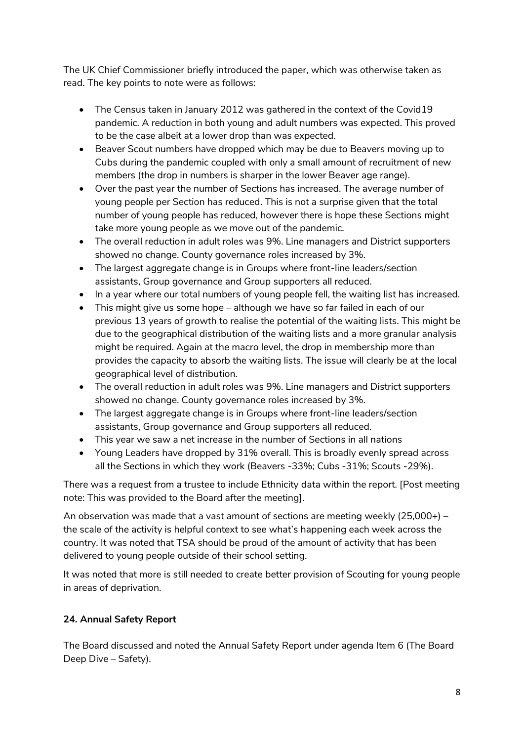The UK Chief Commissioner briefly introduced the paper, which was otherwise taken as read. The key points to note were as follows:

- The Census taken in January 2012 was gathered in the context of the Covid19 pandemic. A reduction in both young and adult numbers was expected. This proved to be the case albeit at a lower drop than was expected.
- Beaver Scout numbers have dropped which may be due to Beavers moving up to Cubs during the pandemic coupled with only a small amount of recruitment of new members (the drop in numbers is sharper in the lower Beaver age range).
- Over the past year the number of Sections has increased. The average number of young people per Section has reduced. This is not a surprise given that the total number of young people has reduced, however there is hope these Sections might take more young people as we move out of the pandemic.
- The overall reduction in adult roles was 9%. Line managers and District supporters showed no change. County governance roles increased by 3%.
- The largest aggregate change is in Groups where front-line leaders/section assistants, Group governance and Group supporters all reduced.
- In a year where our total numbers of young people fell, the waiting list has increased.
- This might give us some hope – although we have so far failed in each of our previous 13 years of growth to realise the potential of the waiting lists. This might be due to the geographical distribution of the waiting lists and a more granular analysis might be required. Again at the macro level, the drop in membership more than provides the capacity to absorb the waiting lists. The issue will clearly be at the local geographical level of distribution.
- The overall reduction in adult roles was 9%. Line managers and District supporters showed no change. County governance roles increased by 3%.
- The largest aggregate change is in Groups where front-line leaders/section assistants, Group governance and Group supporters all reduced.
- This year we saw a net increase in the number of Sections in all nations
- Young Leaders have dropped by 31% overall. This is broadly evenly spread across all the Sections in which they work (Beavers -33%; Cubs -31%; Scouts -29%).

There was a request from a trustee to include Ethnicity data within the report. [Post meeting note: This was provided to the Board after the meeting].

An observation was made that a vast amount of sections are meeting weekly (25,000+) – the scale of the activity is helpful context to see what's happening each week across the country. It was noted that TSA should be proud of the amount of activity that has been delivered to young people outside of their school setting.

It was noted that more is still needed to create better provision of Scouting for young people in areas of deprivation.

**24. Annual Safety Report**

The Board discussed and noted the Annual Safety Report under agenda Item 6 (The Board Deep Dive – Safety).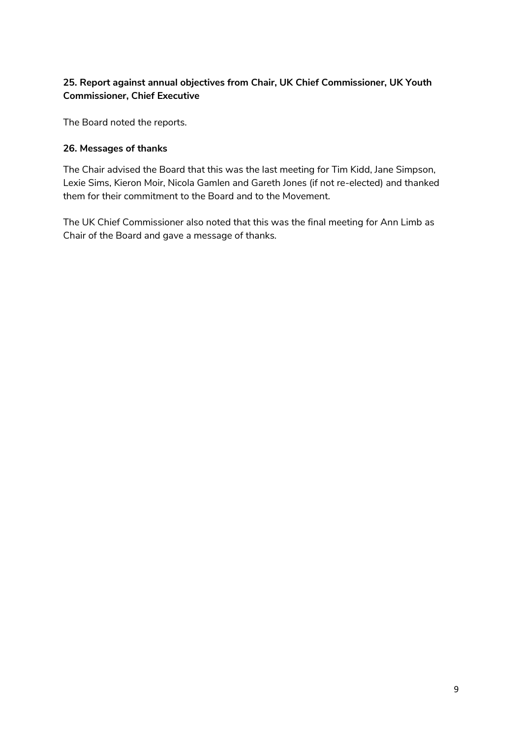**25. Report against annual objectives from Chair, UK Chief Commissioner, UK Youth Commissioner, Chief Executive**

The Board noted the reports.

**26. Messages of thanks**

The Chair advised the Board that this was the last meeting for Tim Kidd, Jane Simpson, Lexie Sims, Kieron Moir, Nicola Gamlen and Gareth Jones (if not re-elected) and thanked them for their commitment to the Board and to the Movement.

The UK Chief Commissioner also noted that this was the final meeting for Ann Limb as Chair of the Board and gave a message of thanks.